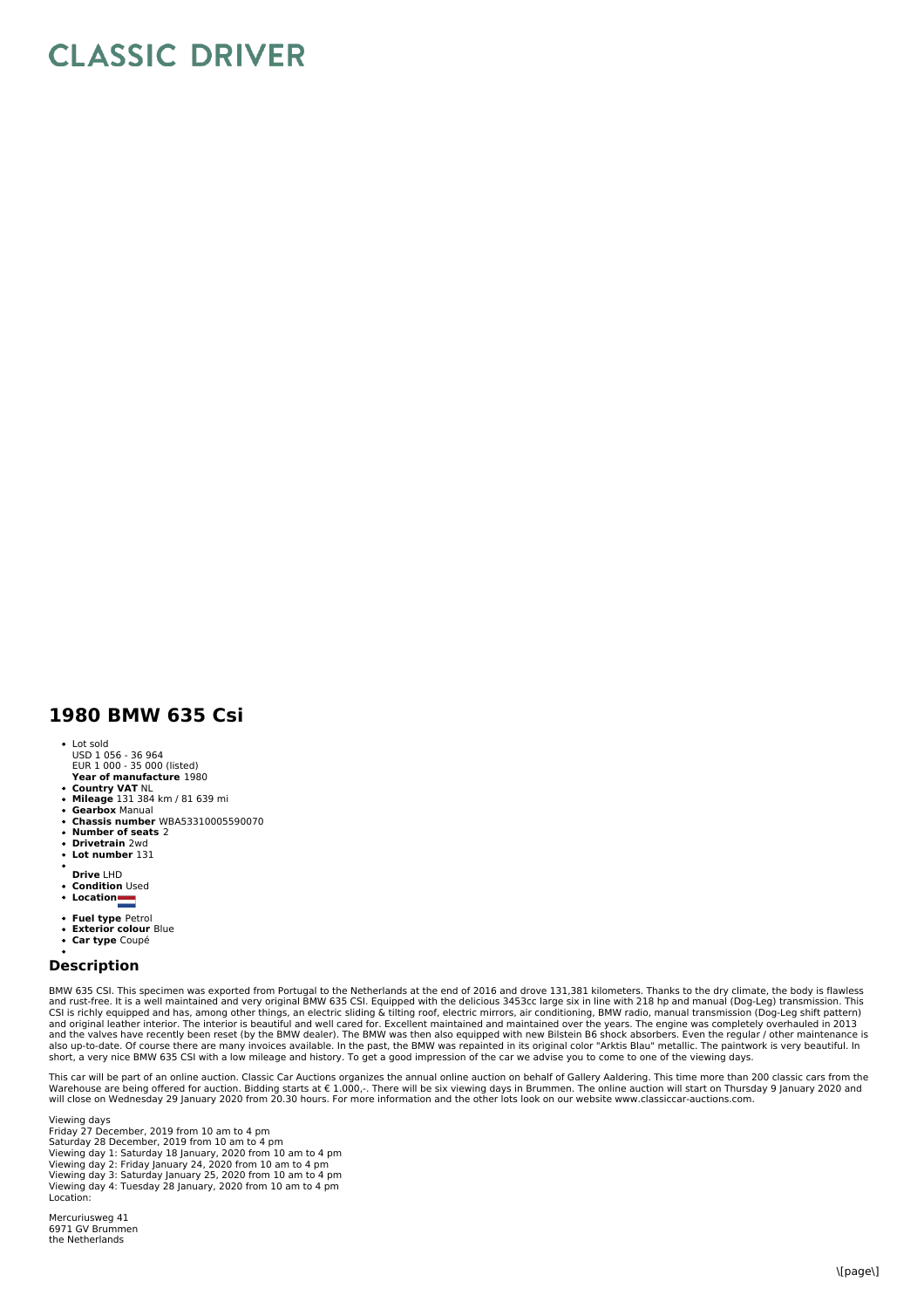# CLASSIC DRIVER

## 1980 BMW 635 Csi

- Lot sold
  USD 1 056 - 36 964
  EUR 1 000 - 35 000 (listed)
- **Year of manufacture** 1980
- **Country VAT** NL
- **Mileage** 131 384 km / 81 639 mi
- **Gearbox** Manual
- **Chassis number** WBA53310005590070
- **Number of seats** 2
- **Drivetrain** 2wd
- **Lot number** 131
- **Drive** LHD
- **Condition** Used
- **Location**
- **Fuel type** Petrol
- **Exterior colour** Blue
- **Car type** Coupé

### Description

BMW 635 CSI. This specimen was exported from Portugal to the Netherlands at the end of 2016 and drove 131,381 kilometers. Thanks to the dry climate, the body is flawless and rust-free. It is a well maintained and very original BMW 635 CSI. Equipped with the delicious 3453cc large six in line with 218 hp and manual (Dog-Leg) transmission. This CSI is richly equipped and has, among other things, an electric sliding & tilting roof, electric mirrors, air conditioning, BMW radio, manual transmission (Dog-Leg shift pattern) and original leather interior. The interior is beautiful and well cared for. Excellent maintained and maintained over the years. The engine was completely overhauled in 2013 and the valves have recently been reset (by the BMW dealer). The BMW was then also equipped with new Bilstein B6 shock absorbers. Even the regular / other maintenance is also up-to-date. Of course there are many invoices available. In the past, the BMW was repainted in its original color "Arktis Blau" metallic. The paintwork is very beautiful. In short, a very nice BMW 635 CSI with a low mileage and history. To get a good impression of the car we advise you to come to one of the viewing days.

This car will be part of an online auction. Classic Car Auctions organizes the annual online auction on behalf of Gallery Aaldering. This time more than 200 classic cars from the Warehouse are being offered for auction. Bidding starts at € 1.000,-. There will be six viewing days in Brummen. The online auction will start on Thursday 9 January 2020 and will close on Wednesday 29 January 2020 from 20.30 hours. For more information and the other lots look on our website www.classiccar-auctions.com.

Viewing days
Friday 27 December, 2019 from 10 am to 4 pm
Saturday 28 December, 2019 from 10 am to 4 pm
Viewing day 1: Saturday 18 January, 2020 from 10 am to 4 pm
Viewing day 2: Friday January 24, 2020 from 10 am to 4 pm
Viewing day 3: Saturday January 25, 2020 from 10 am to 4 pm
Viewing day 4: Tuesday 28 January, 2020 from 10 am to 4 pm
Location:

Mercuriusweg 41
6971 GV Brummen
the Netherlands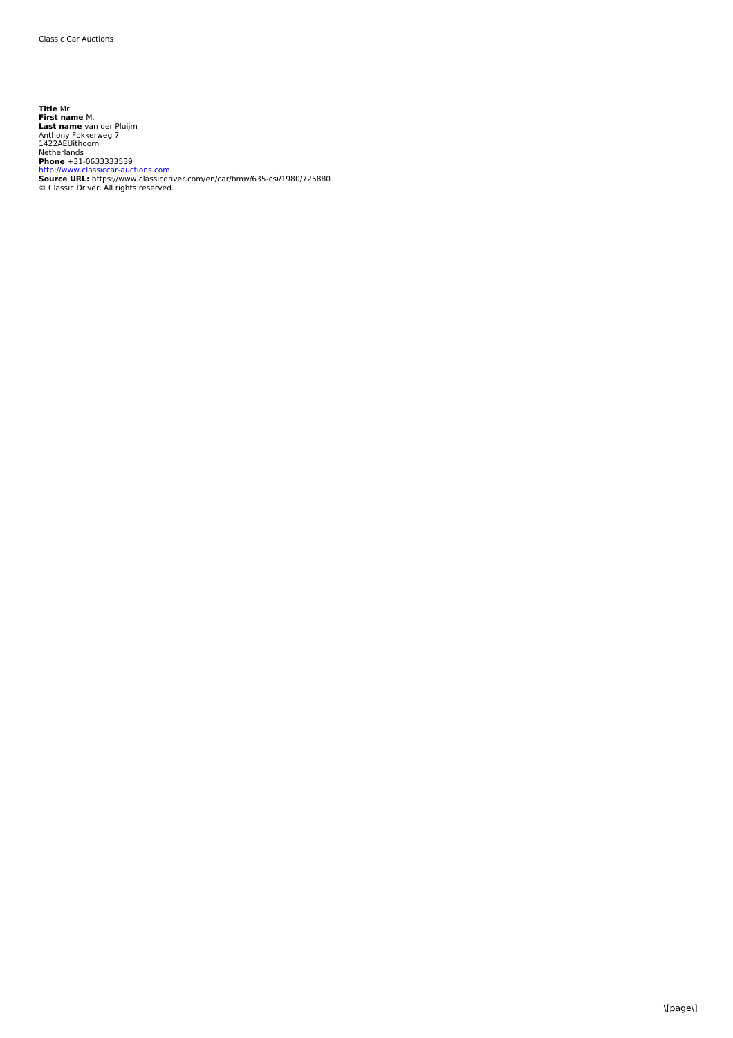Classic Car Auctions

**Title** Mr
**First name** M.
**Last name** van der Pluijm
Anthony Fokkerweg 7
1422AEUithoorn
Netherlands
**Phone** +31-0633333539
[http://www.classiccar-auctions.com](http://www.classiccar-auctions.com)
**Source URL:** https://www.classicdriver.com/en/car/bmw/635-csi/1980/725880
© Classic Driver. All rights reserved.